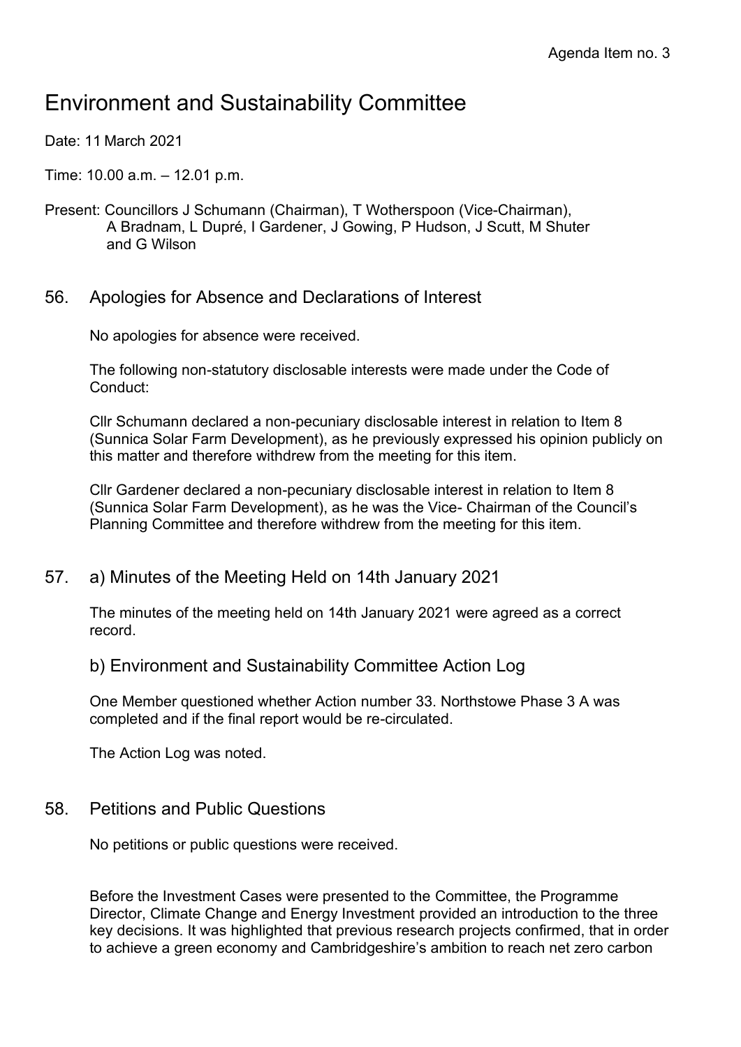Agenda Item no. 3

# Environment and Sustainability Committee

Date: 11 March 2021

Time: 10.00 a.m. – 12.01 p.m.

Present: Councillors J Schumann (Chairman), T Wotherspoon (Vice-Chairman), A Bradnam, L Dupré, I Gardener, J Gowing, P Hudson, J Scutt, M Shuter and G Wilson

## 56. Apologies for Absence and Declarations of Interest

No apologies for absence were received.

The following non-statutory disclosable interests were made under the Code of Conduct:

Cllr Schumann declared a non-pecuniary disclosable interest in relation to Item 8 (Sunnica Solar Farm Development), as he previously expressed his opinion publicly on this matter and therefore withdrew from the meeting for this item.

Cllr Gardener declared a non-pecuniary disclosable interest in relation to Item 8 (Sunnica Solar Farm Development), as he was the Vice- Chairman of the Council's Planning Committee and therefore withdrew from the meeting for this item.

## 57. a) Minutes of the Meeting Held on 14th January 2021

The minutes of the meeting held on 14th January 2021 were agreed as a correct record.

### b) Environment and Sustainability Committee Action Log

One Member questioned whether Action number 33. Northstowe Phase 3 A was completed and if the final report would be re-circulated.

The Action Log was noted.

## 58. Petitions and Public Questions

No petitions or public questions were received.

Before the Investment Cases were presented to the Committee, the Programme Director, Climate Change and Energy Investment provided an introduction to the three key decisions. It was highlighted that previous research projects confirmed, that in order to achieve a green economy and Cambridgeshire's ambition to reach net zero carbon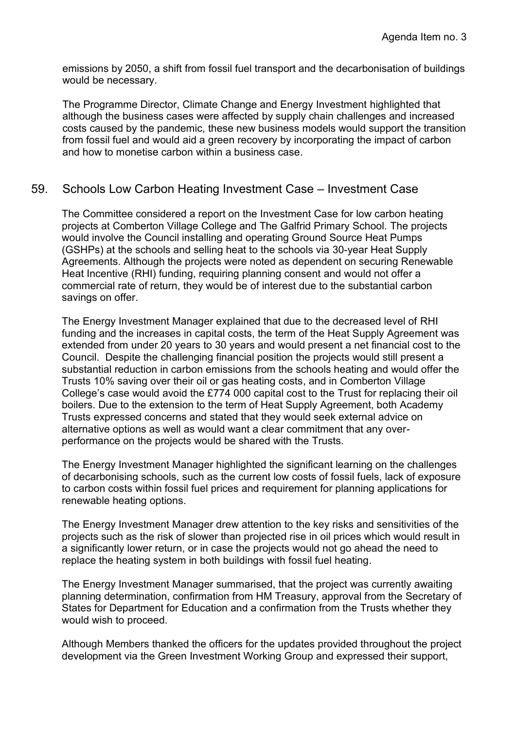emissions by 2050, a shift from fossil fuel transport and the decarbonisation of buildings would be necessary.

The Programme Director, Climate Change and Energy Investment highlighted that although the business cases were affected by supply chain challenges and increased costs caused by the pandemic, these new business models would support the transition from fossil fuel and would aid a green recovery by incorporating the impact of carbon and how to monetise carbon within a business case.

## 59. Schools Low Carbon Heating Investment Case – Investment Case

The Committee considered a report on the Investment Case for low carbon heating projects at Comberton Village College and The Galfrid Primary School. The projects would involve the Council installing and operating Ground Source Heat Pumps (GSHPs) at the schools and selling heat to the schools via 30-year Heat Supply Agreements. Although the projects were noted as dependent on securing Renewable Heat Incentive (RHI) funding, requiring planning consent and would not offer a commercial rate of return, they would be of interest due to the substantial carbon savings on offer.

The Energy Investment Manager explained that due to the decreased level of RHI funding and the increases in capital costs, the term of the Heat Supply Agreement was extended from under 20 years to 30 years and would present a net financial cost to the Council. Despite the challenging financial position the projects would still present a substantial reduction in carbon emissions from the schools heating and would offer the Trusts 10% saving over their oil or gas heating costs, and in Comberton Village College's case would avoid the £774 000 capital cost to the Trust for replacing their oil boilers. Due to the extension to the term of Heat Supply Agreement, both Academy Trusts expressed concerns and stated that they would seek external advice on alternative options as well as would want a clear commitment that any over-performance on the projects would be shared with the Trusts.

The Energy Investment Manager highlighted the significant learning on the challenges of decarbonising schools, such as the current low costs of fossil fuels, lack of exposure to carbon costs within fossil fuel prices and requirement for planning applications for renewable heating options.

The Energy Investment Manager drew attention to the key risks and sensitivities of the projects such as the risk of slower than projected rise in oil prices which would result in a significantly lower return, or in case the projects would not go ahead the need to replace the heating system in both buildings with fossil fuel heating.

The Energy Investment Manager summarised, that the project was currently awaiting planning determination, confirmation from HM Treasury, approval from the Secretary of States for Department for Education and a confirmation from the Trusts whether they would wish to proceed.

Although Members thanked the officers for the updates provided throughout the project development via the Green Investment Working Group and expressed their support,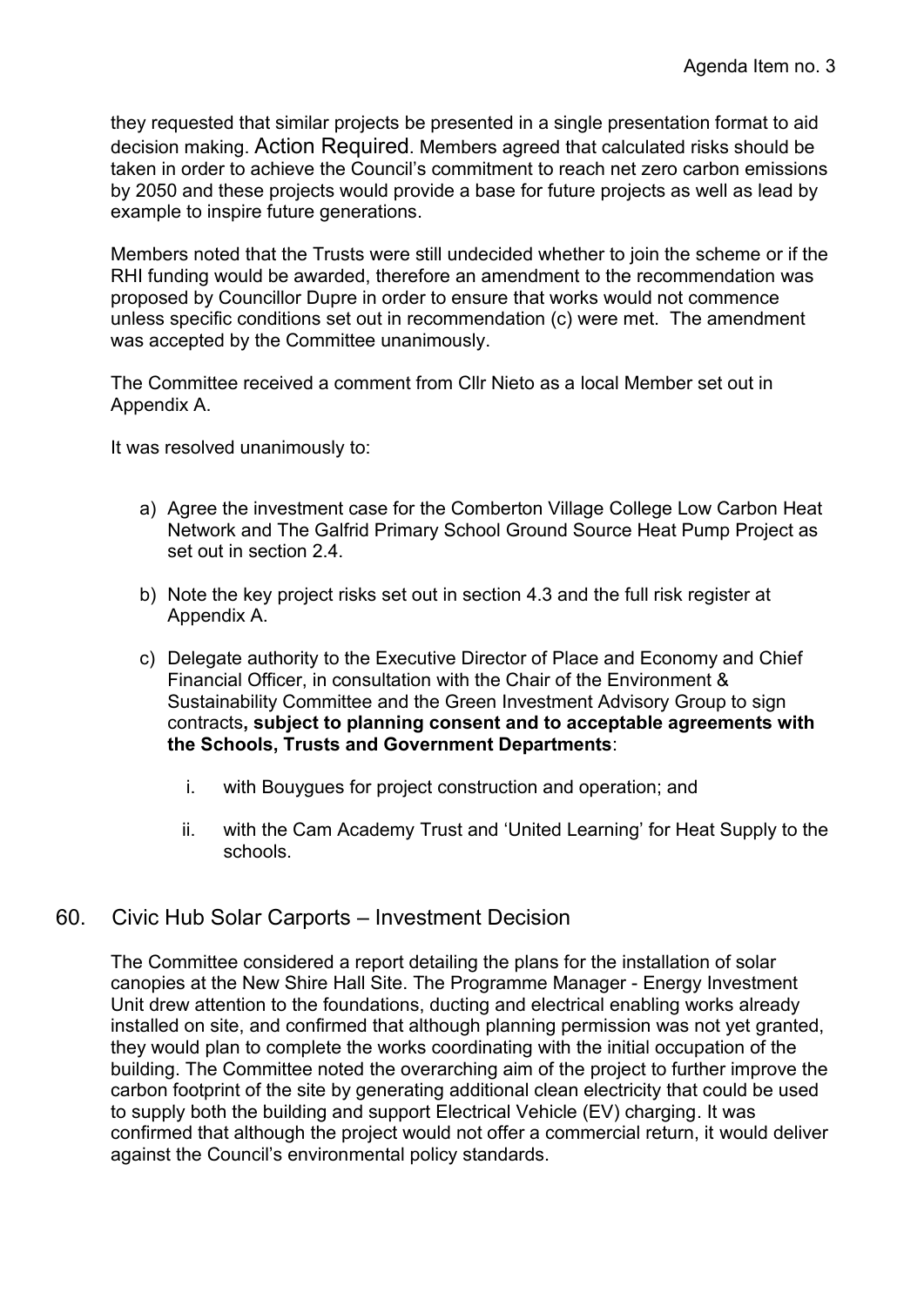they requested that similar projects be presented in a single presentation format to aid decision making. Action Required. Members agreed that calculated risks should be taken in order to achieve the Council's commitment to reach net zero carbon emissions by 2050 and these projects would provide a base for future projects as well as lead by example to inspire future generations.

Members noted that the Trusts were still undecided whether to join the scheme or if the RHI funding would be awarded, therefore an amendment to the recommendation was proposed by Councillor Dupre in order to ensure that works would not commence unless specific conditions set out in recommendation (c) were met. The amendment was accepted by the Committee unanimously.

The Committee received a comment from Cllr Nieto as a local Member set out in Appendix A.

It was resolved unanimously to:

a) Agree the investment case for the Comberton Village College Low Carbon Heat Network and The Galfrid Primary School Ground Source Heat Pump Project as set out in section 2.4.

b) Note the key project risks set out in section 4.3 and the full risk register at Appendix A.

c) Delegate authority to the Executive Director of Place and Economy and Chief Financial Officer, in consultation with the Chair of the Environment & Sustainability Committee and the Green Investment Advisory Group to sign contracts**, subject to planning consent and to acceptable agreements with the Schools, Trusts and Government Departments**:

   i. with Bouygues for project construction and operation; and

   ii. with the Cam Academy Trust and 'United Learning' for Heat Supply to the schools.

## 60. Civic Hub Solar Carports – Investment Decision

The Committee considered a report detailing the plans for the installation of solar canopies at the New Shire Hall Site. The Programme Manager - Energy Investment Unit drew attention to the foundations, ducting and electrical enabling works already installed on site, and confirmed that although planning permission was not yet granted, they would plan to complete the works coordinating with the initial occupation of the building. The Committee noted the overarching aim of the project to further improve the carbon footprint of the site by generating additional clean electricity that could be used to supply both the building and support Electrical Vehicle (EV) charging. It was confirmed that although the project would not offer a commercial return, it would deliver against the Council's environmental policy standards.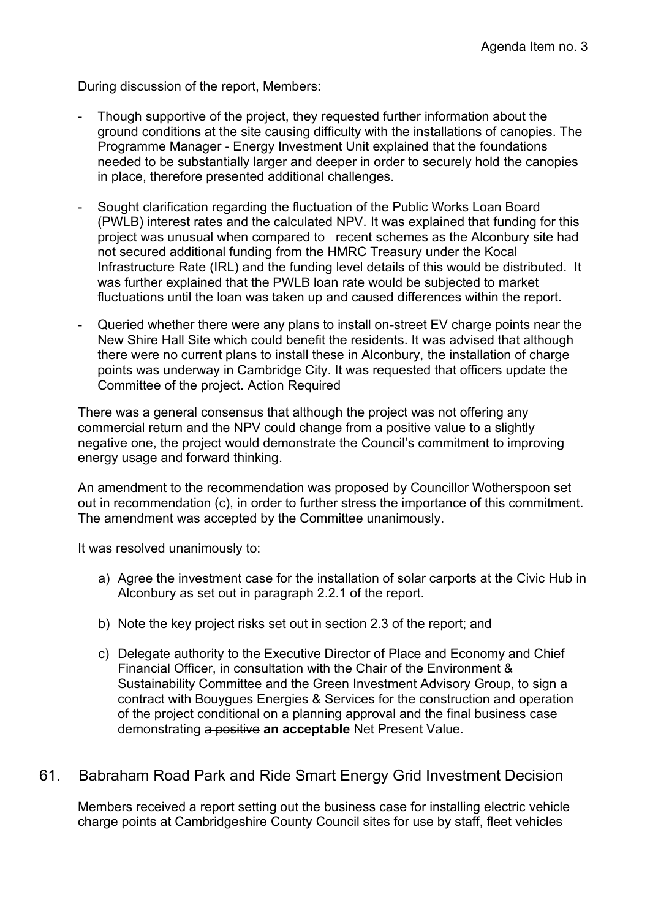During discussion of the report, Members:

- Though supportive of the project, they requested further information about the ground conditions at the site causing difficulty with the installations of canopies. The Programme Manager - Energy Investment Unit explained that the foundations needed to be substantially larger and deeper in order to securely hold the canopies in place, therefore presented additional challenges.

- Sought clarification regarding the fluctuation of the Public Works Loan Board (PWLB) interest rates and the calculated NPV. It was explained that funding for this project was unusual when compared to recent schemes as the Alconbury site had not secured additional funding from the HMRC Treasury under the Kocal Infrastructure Rate (IRL) and the funding level details of this would be distributed. It was further explained that the PWLB loan rate would be subjected to market fluctuations until the loan was taken up and caused differences within the report.

- Queried whether there were any plans to install on-street EV charge points near the New Shire Hall Site which could benefit the residents. It was advised that although there were no current plans to install these in Alconbury, the installation of charge points was underway in Cambridge City. It was requested that officers update the Committee of the project. Action Required

There was a general consensus that although the project was not offering any commercial return and the NPV could change from a positive value to a slightly negative one, the project would demonstrate the Council's commitment to improving energy usage and forward thinking.

An amendment to the recommendation was proposed by Councillor Wotherspoon set out in recommendation (c), in order to further stress the importance of this commitment. The amendment was accepted by the Committee unanimously.

It was resolved unanimously to:

a) Agree the investment case for the installation of solar carports at the Civic Hub in Alconbury as set out in paragraph 2.2.1 of the report.

b) Note the key project risks set out in section 2.3 of the report; and

c) Delegate authority to the Executive Director of Place and Economy and Chief Financial Officer, in consultation with the Chair of the Environment & Sustainability Committee and the Green Investment Advisory Group, to sign a contract with Bouygues Energies & Services for the construction and operation of the project conditional on a planning approval and the final business case demonstrating ~~a positive~~ **an acceptable** Net Present Value.

## 61. Babraham Road Park and Ride Smart Energy Grid Investment Decision

Members received a report setting out the business case for installing electric vehicle charge points at Cambridgeshire County Council sites for use by staff, fleet vehicles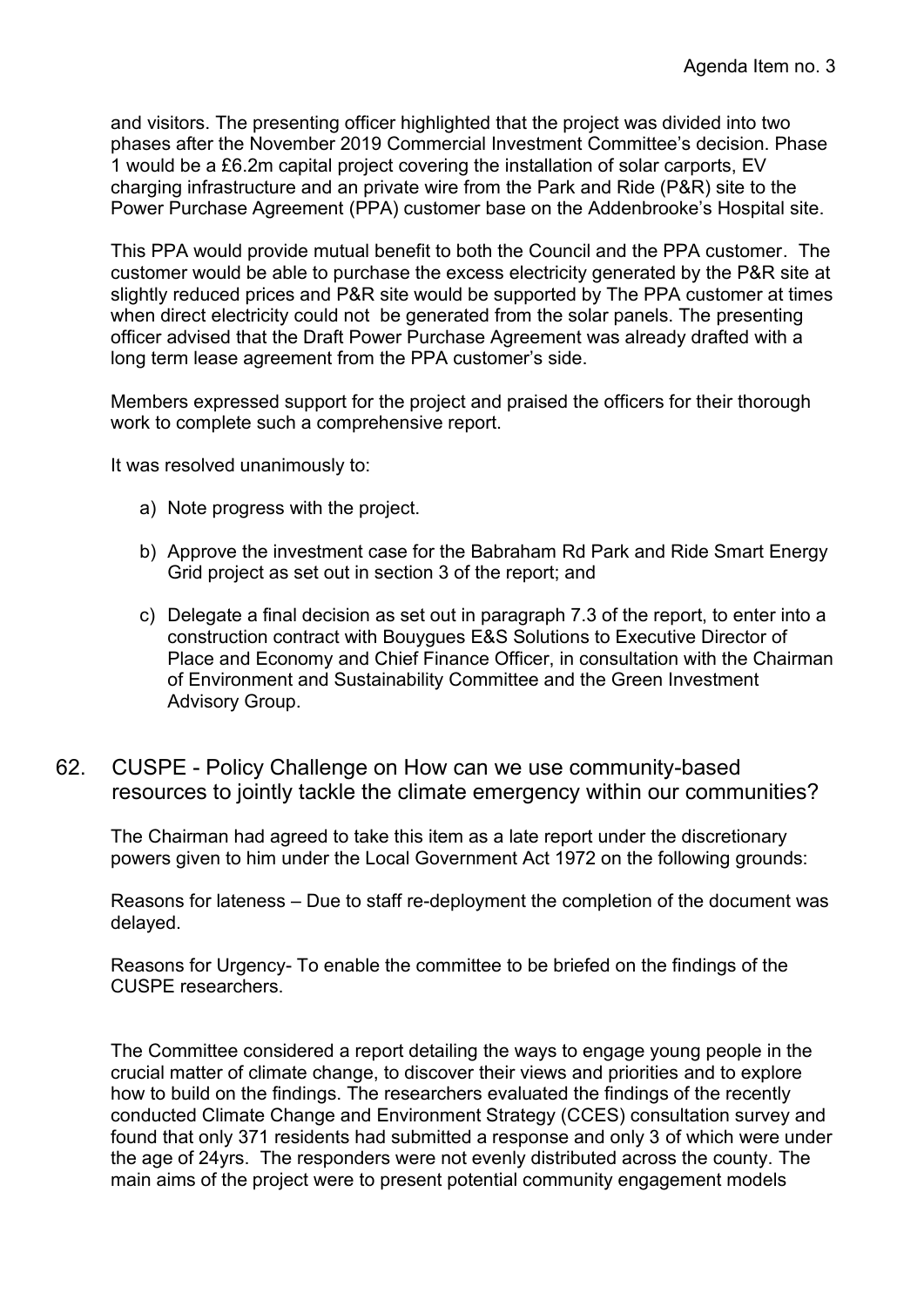and visitors. The presenting officer highlighted that the project was divided into two phases after the November 2019 Commercial Investment Committee's decision. Phase 1 would be a £6.2m capital project covering the installation of solar carports, EV charging infrastructure and an private wire from the Park and Ride (P&R) site to the Power Purchase Agreement (PPA) customer base on the Addenbrooke's Hospital site.

This PPA would provide mutual benefit to both the Council and the PPA customer. The customer would be able to purchase the excess electricity generated by the P&R site at slightly reduced prices and P&R site would be supported by The PPA customer at times when direct electricity could not be generated from the solar panels. The presenting officer advised that the Draft Power Purchase Agreement was already drafted with a long term lease agreement from the PPA customer's side.

Members expressed support for the project and praised the officers for their thorough work to complete such a comprehensive report.

It was resolved unanimously to:

a) Note progress with the project.

b) Approve the investment case for the Babraham Rd Park and Ride Smart Energy Grid project as set out in section 3 of the report; and

c) Delegate a final decision as set out in paragraph 7.3 of the report, to enter into a construction contract with Bouygues E&S Solutions to Executive Director of Place and Economy and Chief Finance Officer, in consultation with the Chairman of Environment and Sustainability Committee and the Green Investment Advisory Group.

## 62. CUSPE - Policy Challenge on How can we use community-based resources to jointly tackle the climate emergency within our communities?

The Chairman had agreed to take this item as a late report under the discretionary powers given to him under the Local Government Act 1972 on the following grounds:

Reasons for lateness – Due to staff re-deployment the completion of the document was delayed.

Reasons for Urgency- To enable the committee to be briefed on the findings of the CUSPE researchers.

The Committee considered a report detailing the ways to engage young people in the crucial matter of climate change, to discover their views and priorities and to explore how to build on the findings. The researchers evaluated the findings of the recently conducted Climate Change and Environment Strategy (CCES) consultation survey and found that only 371 residents had submitted a response and only 3 of which were under the age of 24yrs. The responders were not evenly distributed across the county. The main aims of the project were to present potential community engagement models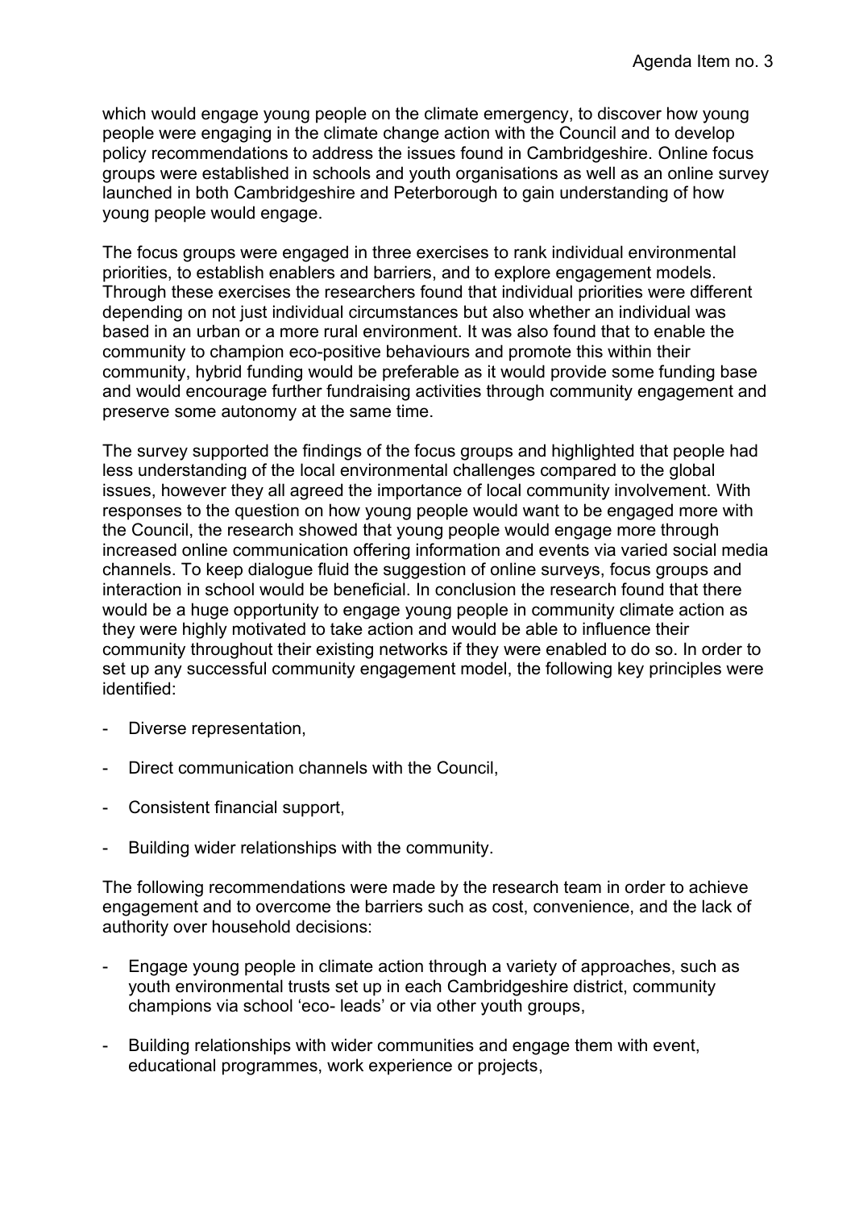which would engage young people on the climate emergency, to discover how young people were engaging in the climate change action with the Council and to develop policy recommendations to address the issues found in Cambridgeshire. Online focus groups were established in schools and youth organisations as well as an online survey launched in both Cambridgeshire and Peterborough to gain understanding of how young people would engage.

The focus groups were engaged in three exercises to rank individual environmental priorities, to establish enablers and barriers, and to explore engagement models. Through these exercises the researchers found that individual priorities were different depending on not just individual circumstances but also whether an individual was based in an urban or a more rural environment. It was also found that to enable the community to champion eco-positive behaviours and promote this within their community, hybrid funding would be preferable as it would provide some funding base and would encourage further fundraising activities through community engagement and preserve some autonomy at the same time.

The survey supported the findings of the focus groups and highlighted that people had less understanding of the local environmental challenges compared to the global issues, however they all agreed the importance of local community involvement. With responses to the question on how young people would want to be engaged more with the Council, the research showed that young people would engage more through increased online communication offering information and events via varied social media channels. To keep dialogue fluid the suggestion of online surveys, focus groups and interaction in school would be beneficial. In conclusion the research found that there would be a huge opportunity to engage young people in community climate action as they were highly motivated to take action and would be able to influence their community throughout their existing networks if they were enabled to do so. In order to set up any successful community engagement model, the following key principles were identified:

- Diverse representation,
- Direct communication channels with the Council,
- Consistent financial support,
- Building wider relationships with the community.

The following recommendations were made by the research team in order to achieve engagement and to overcome the barriers such as cost, convenience, and the lack of authority over household decisions:

- Engage young people in climate action through a variety of approaches, such as youth environmental trusts set up in each Cambridgeshire district, community champions via school 'eco- leads' or via other youth groups,
- Building relationships with wider communities and engage them with event, educational programmes, work experience or projects,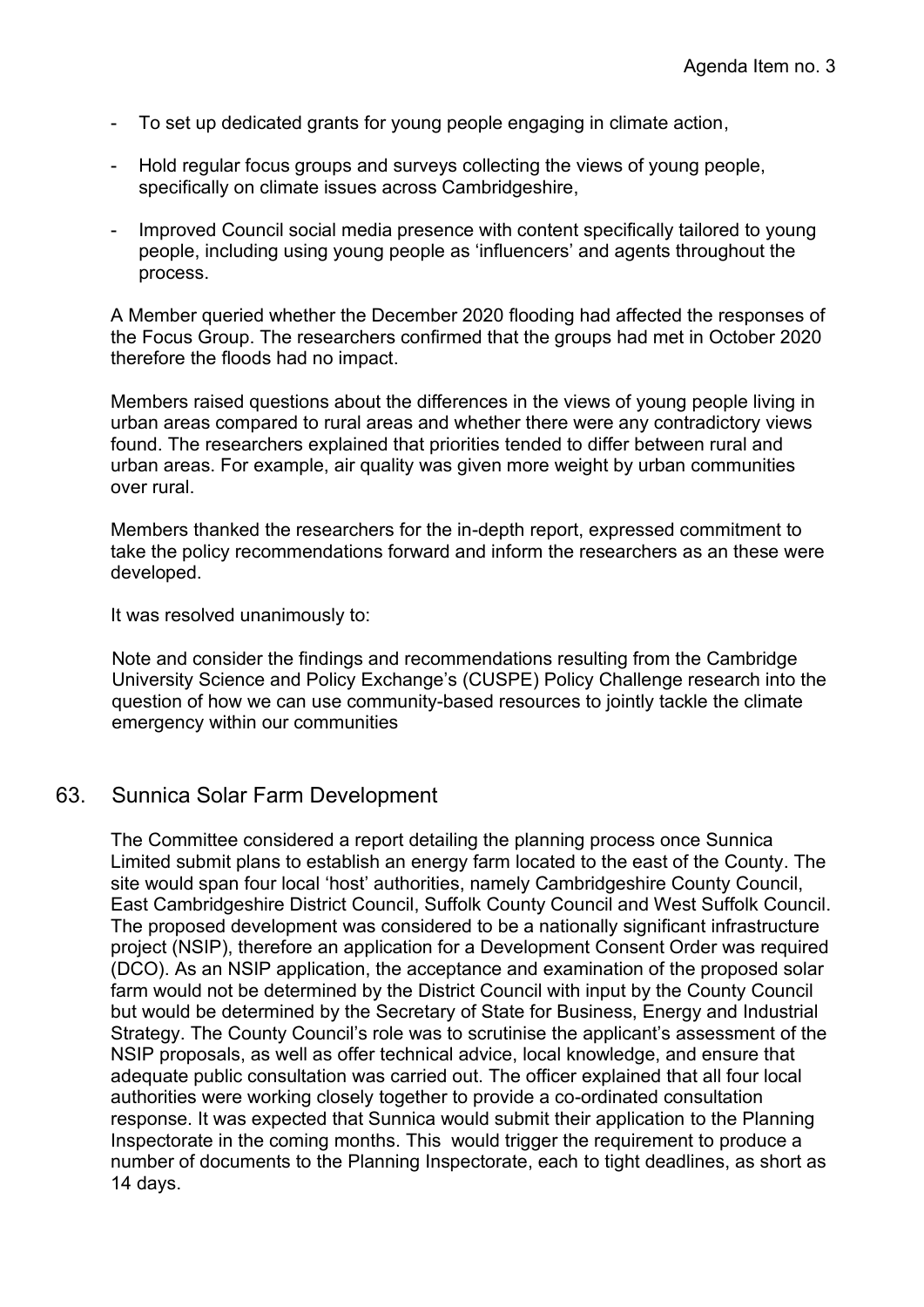- To set up dedicated grants for young people engaging in climate action,

- Hold regular focus groups and surveys collecting the views of young people, specifically on climate issues across Cambridgeshire,

- Improved Council social media presence with content specifically tailored to young people, including using young people as 'influencers' and agents throughout the process.

A Member queried whether the December 2020 flooding had affected the responses of the Focus Group. The researchers confirmed that the groups had met in October 2020 therefore the floods had no impact.

Members raised questions about the differences in the views of young people living in urban areas compared to rural areas and whether there were any contradictory views found. The researchers explained that priorities tended to differ between rural and urban areas. For example, air quality was given more weight by urban communities over rural.

Members thanked the researchers for the in-depth report, expressed commitment to take the policy recommendations forward and inform the researchers as an these were developed.

It was resolved unanimously to:

Note and consider the findings and recommendations resulting from the Cambridge University Science and Policy Exchange's (CUSPE) Policy Challenge research into the question of how we can use community-based resources to jointly tackle the climate emergency within our communities

## 63. Sunnica Solar Farm Development

The Committee considered a report detailing the planning process once Sunnica Limited submit plans to establish an energy farm located to the east of the County. The site would span four local 'host' authorities, namely Cambridgeshire County Council, East Cambridgeshire District Council, Suffolk County Council and West Suffolk Council. The proposed development was considered to be a nationally significant infrastructure project (NSIP), therefore an application for a Development Consent Order was required (DCO). As an NSIP application, the acceptance and examination of the proposed solar farm would not be determined by the District Council with input by the County Council but would be determined by the Secretary of State for Business, Energy and Industrial Strategy. The County Council's role was to scrutinise the applicant's assessment of the NSIP proposals, as well as offer technical advice, local knowledge, and ensure that adequate public consultation was carried out. The officer explained that all four local authorities were working closely together to provide a co-ordinated consultation response. It was expected that Sunnica would submit their application to the Planning Inspectorate in the coming months. This would trigger the requirement to produce a number of documents to the Planning Inspectorate, each to tight deadlines, as short as 14 days.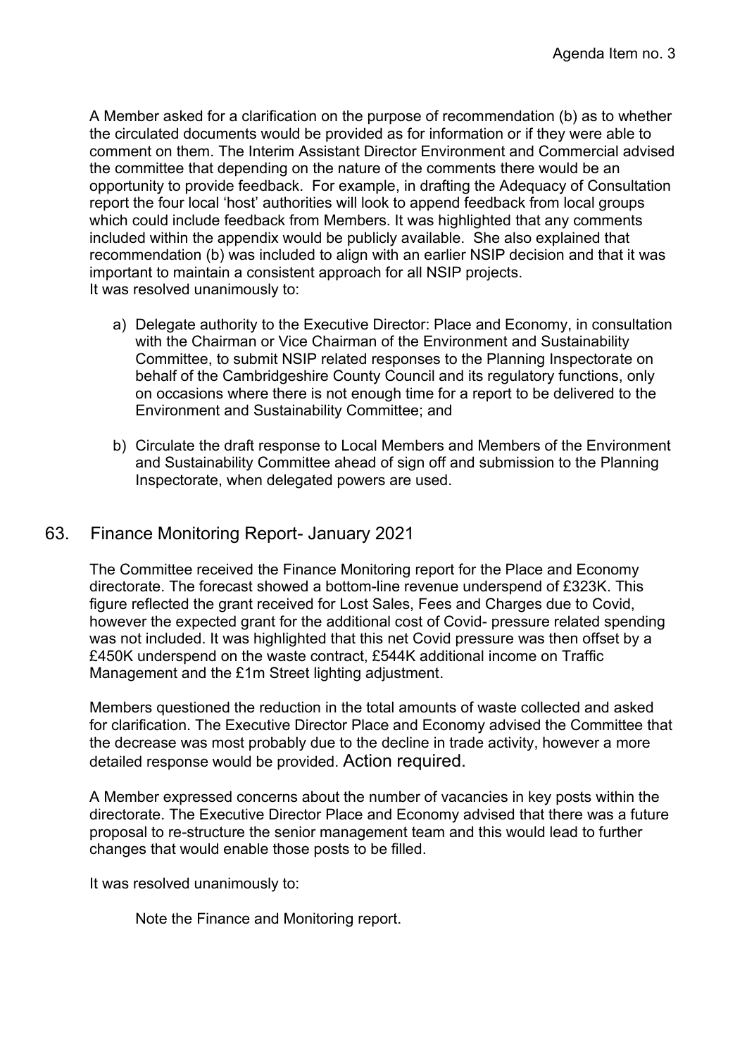A Member asked for a clarification on the purpose of recommendation (b) as to whether the circulated documents would be provided as for information or if they were able to comment on them. The Interim Assistant Director Environment and Commercial advised the committee that depending on the nature of the comments there would be an opportunity to provide feedback. For example, in drafting the Adequacy of Consultation report the four local 'host' authorities will look to append feedback from local groups which could include feedback from Members. It was highlighted that any comments included within the appendix would be publicly available. She also explained that recommendation (b) was included to align with an earlier NSIP decision and that it was important to maintain a consistent approach for all NSIP projects.
It was resolved unanimously to:

a) Delegate authority to the Executive Director: Place and Economy, in consultation with the Chairman or Vice Chairman of the Environment and Sustainability Committee, to submit NSIP related responses to the Planning Inspectorate on behalf of the Cambridgeshire County Council and its regulatory functions, only on occasions where there is not enough time for a report to be delivered to the Environment and Sustainability Committee; and

b) Circulate the draft response to Local Members and Members of the Environment and Sustainability Committee ahead of sign off and submission to the Planning Inspectorate, when delegated powers are used.

## 63. Finance Monitoring Report- January 2021

The Committee received the Finance Monitoring report for the Place and Economy directorate. The forecast showed a bottom-line revenue underspend of £323K. This figure reflected the grant received for Lost Sales, Fees and Charges due to Covid, however the expected grant for the additional cost of Covid- pressure related spending was not included. It was highlighted that this net Covid pressure was then offset by a £450K underspend on the waste contract, £544K additional income on Traffic Management and the £1m Street lighting adjustment.

Members questioned the reduction in the total amounts of waste collected and asked for clarification. The Executive Director Place and Economy advised the Committee that the decrease was most probably due to the decline in trade activity, however a more detailed response would be provided. Action required.

A Member expressed concerns about the number of vacancies in key posts within the directorate. The Executive Director Place and Economy advised that there was a future proposal to re-structure the senior management team and this would lead to further changes that would enable those posts to be filled.

It was resolved unanimously to:

Note the Finance and Monitoring report.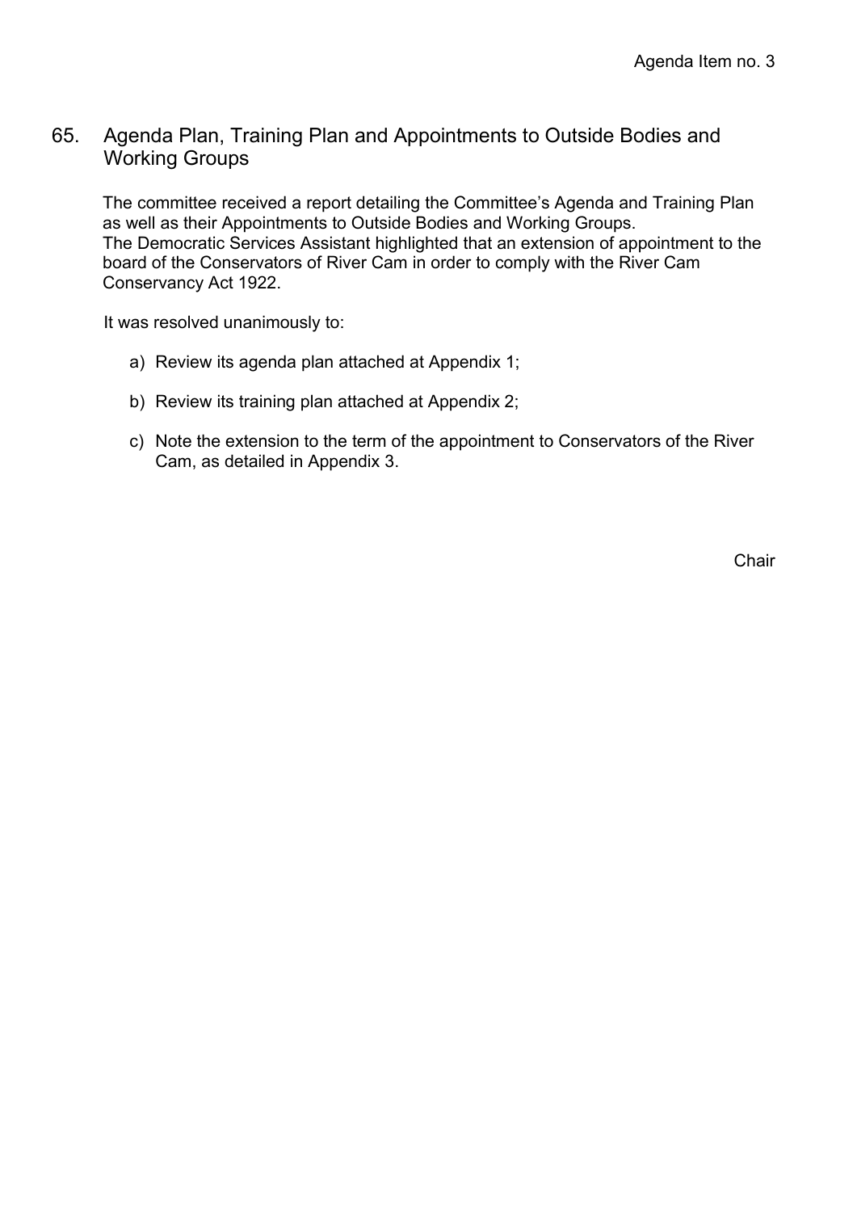Agenda Item no. 3

## 65. Agenda Plan, Training Plan and Appointments to Outside Bodies and Working Groups

The committee received a report detailing the Committee's Agenda and Training Plan as well as their Appointments to Outside Bodies and Working Groups.
The Democratic Services Assistant highlighted that an extension of appointment to the board of the Conservators of River Cam in order to comply with the River Cam Conservancy Act 1922.

It was resolved unanimously to:

a) Review its agenda plan attached at Appendix 1;

b) Review its training plan attached at Appendix 2;

c) Note the extension to the term of the appointment to Conservators of the River Cam, as detailed in Appendix 3.

Chair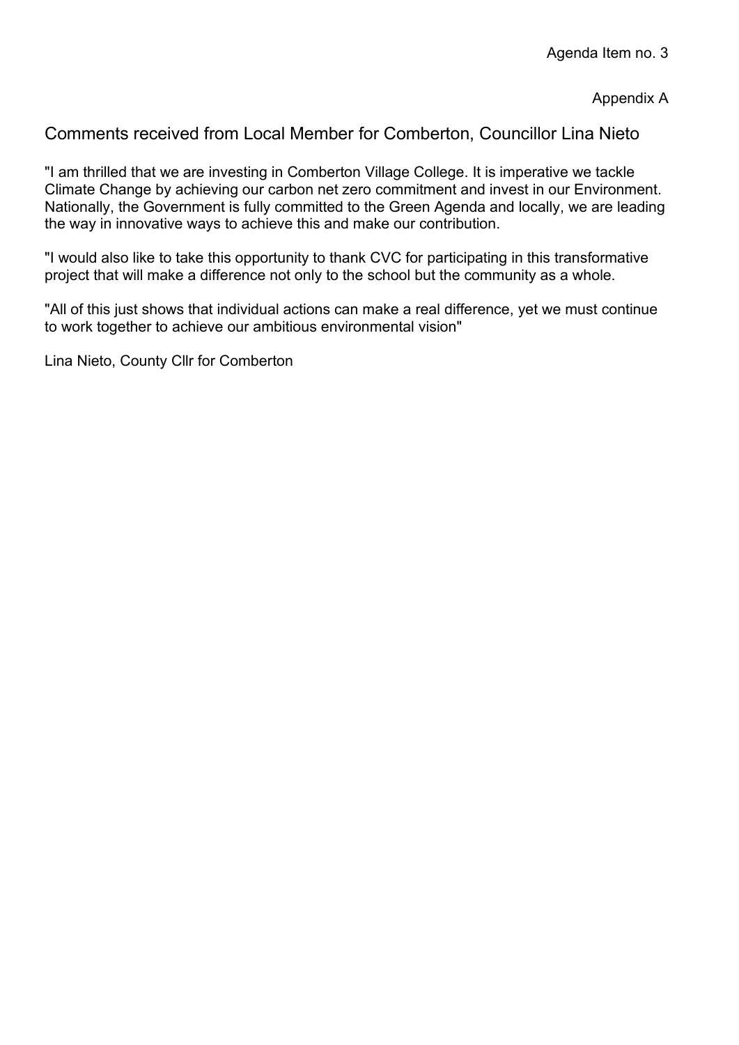Agenda Item no. 3

Appendix A

## Comments received from Local Member for Comberton, Councillor Lina Nieto

"I am thrilled that we are investing in Comberton Village College. It is imperative we tackle Climate Change by achieving our carbon net zero commitment and invest in our Environment. Nationally, the Government is fully committed to the Green Agenda and locally, we are leading the way in innovative ways to achieve this and make our contribution.

"I would also like to take this opportunity to thank CVC for participating in this transformative project that will make a difference not only to the school but the community as a whole.

"All of this just shows that individual actions can make a real difference, yet we must continue to work together to achieve our ambitious environmental vision"

Lina Nieto, County Cllr for Comberton